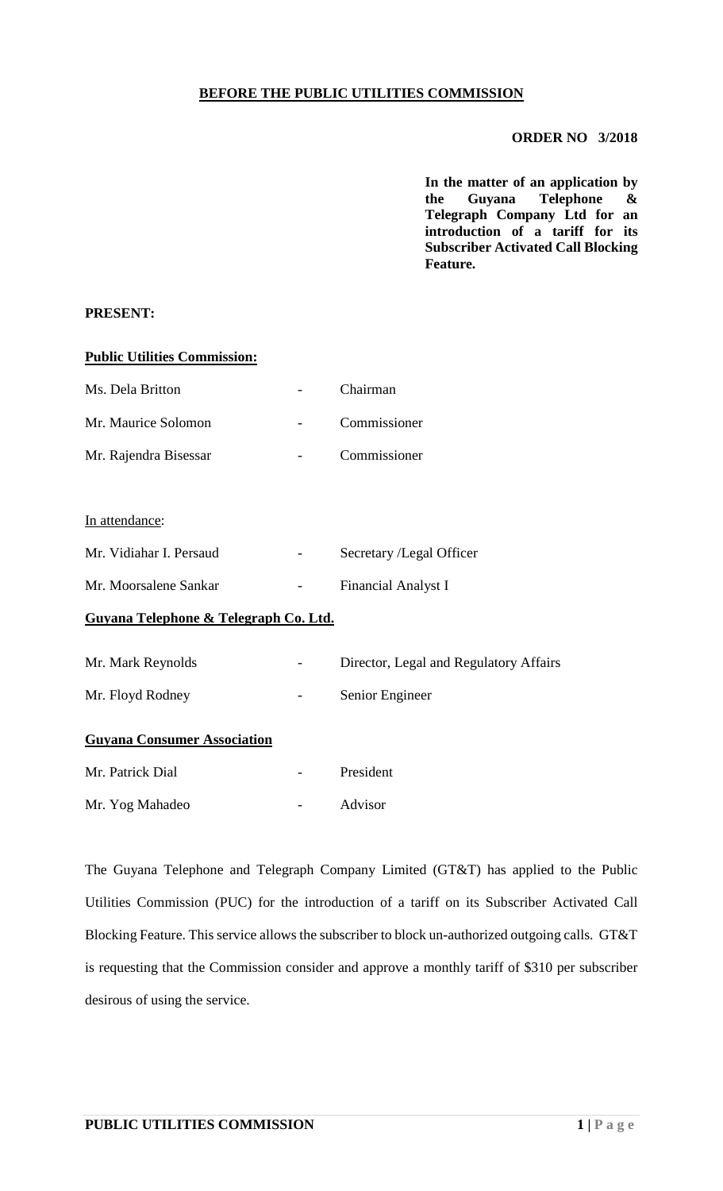**BEFORE THE PUBLIC UTILITIES COMMISSION**

**ORDER NO 3/2018**

**In the matter of an application by the Guyana Telephone & Telegraph Company Ltd for an introduction of a tariff for its Subscriber Activated Call Blocking Feature.**

**PRESENT:**

**Public Utilities Commission:**

| | | |
|---|---|---|
| Ms. Dela Britton | - | Chairman |
| Mr. Maurice Solomon | - | Commissioner |
| Mr. Rajendra Bisessar | - | Commissioner |

In attendance:

| | | |
|---|---|---|
| Mr. Vidiahar I. Persaud | - | Secretary /Legal Officer |
| Mr. Moorsalene Sankar | - | Financial Analyst I |

**Guyana Telephone & Telegraph Co. Ltd.**

| | | |
|---|---|---|
| Mr. Mark Reynolds | - | Director, Legal and Regulatory Affairs |
| Mr. Floyd Rodney | - | Senior Engineer |

**Guyana Consumer Association**

| | | |
|---|---|---|
| Mr. Patrick Dial | - | President |
| Mr. Yog Mahadeo | - | Advisor |

The Guyana Telephone and Telegraph Company Limited (GT&T) has applied to the Public Utilities Commission (PUC) for the introduction of a tariff on its Subscriber Activated Call Blocking Feature. This service allows the subscriber to block un-authorized outgoing calls. GT&T is requesting that the Commission consider and approve a monthly tariff of $310 per subscriber desirous of using the service.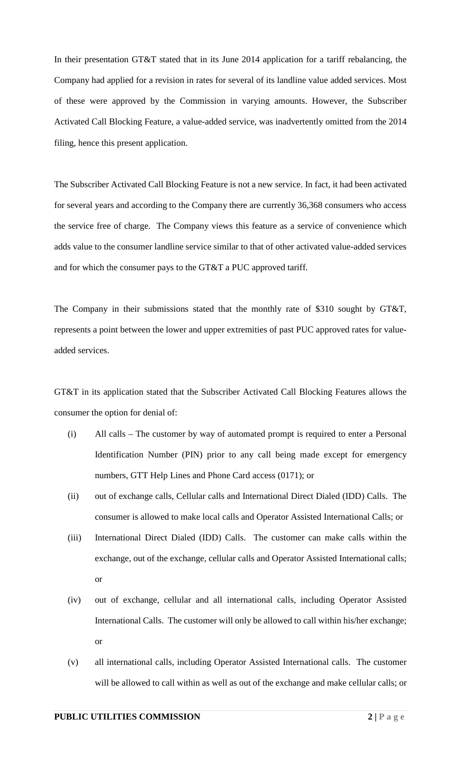In their presentation GT&T stated that in its June 2014 application for a tariff rebalancing, the Company had applied for a revision in rates for several of its landline value added services. Most of these were approved by the Commission in varying amounts. However, the Subscriber Activated Call Blocking Feature, a value-added service, was inadvertently omitted from the 2014 filing, hence this present application.

The Subscriber Activated Call Blocking Feature is not a new service. In fact, it had been activated for several years and according to the Company there are currently 36,368 consumers who access the service free of charge. The Company views this feature as a service of convenience which adds value to the consumer landline service similar to that of other activated value-added services and for which the consumer pays to the GT&T a PUC approved tariff.

The Company in their submissions stated that the monthly rate of $310 sought by GT&T, represents a point between the lower and upper extremities of past PUC approved rates for value-added services.

GT&T in its application stated that the Subscriber Activated Call Blocking Features allows the consumer the option for denial of:

(i) All calls – The customer by way of automated prompt is required to enter a Personal Identification Number (PIN) prior to any call being made except for emergency numbers, GTT Help Lines and Phone Card access (0171); or

(ii) out of exchange calls, Cellular calls and International Direct Dialed (IDD) Calls. The consumer is allowed to make local calls and Operator Assisted International Calls; or

(iii) International Direct Dialed (IDD) Calls. The customer can make calls within the exchange, out of the exchange, cellular calls and Operator Assisted International calls; or

(iv) out of exchange, cellular and all international calls, including Operator Assisted International Calls. The customer will only be allowed to call within his/her exchange; or

(v) all international calls, including Operator Assisted International calls. The customer will be allowed to call within as well as out of the exchange and make cellular calls; or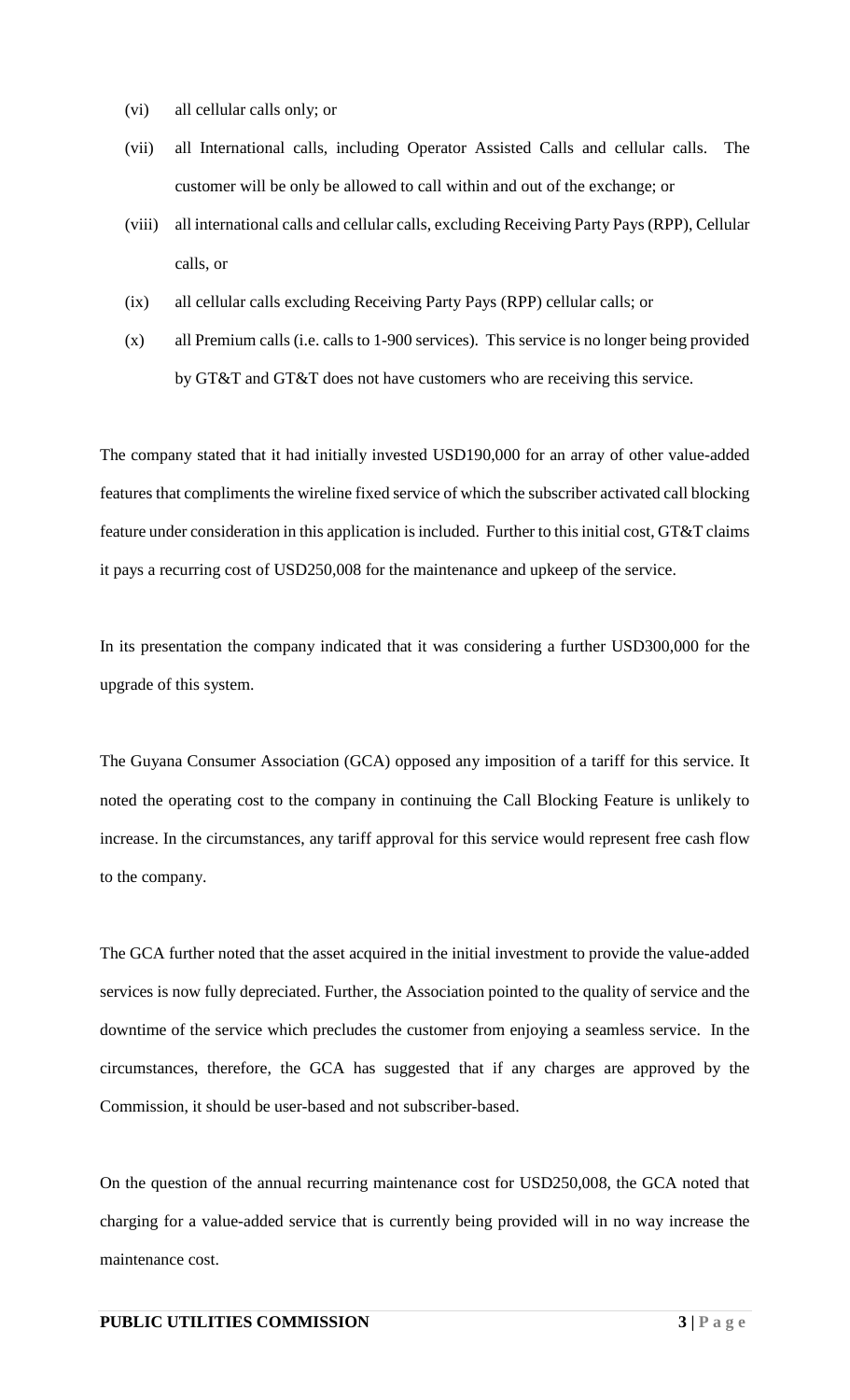(vi) all cellular calls only; or

(vii) all International calls, including Operator Assisted Calls and cellular calls. The customer will be only be allowed to call within and out of the exchange; or

(viii) all international calls and cellular calls, excluding Receiving Party Pays (RPP), Cellular calls, or

(ix) all cellular calls excluding Receiving Party Pays (RPP) cellular calls; or

(x) all Premium calls (i.e. calls to 1-900 services). This service is no longer being provided by GT&T and GT&T does not have customers who are receiving this service.

The company stated that it had initially invested USD190,000 for an array of other value-added features that compliments the wireline fixed service of which the subscriber activated call blocking feature under consideration in this application is included. Further to this initial cost, GT&T claims it pays a recurring cost of USD250,008 for the maintenance and upkeep of the service.

In its presentation the company indicated that it was considering a further USD300,000 for the upgrade of this system.

The Guyana Consumer Association (GCA) opposed any imposition of a tariff for this service. It noted the operating cost to the company in continuing the Call Blocking Feature is unlikely to increase. In the circumstances, any tariff approval for this service would represent free cash flow to the company.

The GCA further noted that the asset acquired in the initial investment to provide the value-added services is now fully depreciated. Further, the Association pointed to the quality of service and the downtime of the service which precludes the customer from enjoying a seamless service. In the circumstances, therefore, the GCA has suggested that if any charges are approved by the Commission, it should be user-based and not subscriber-based.

On the question of the annual recurring maintenance cost for USD250,008, the GCA noted that charging for a value-added service that is currently being provided will in no way increase the maintenance cost.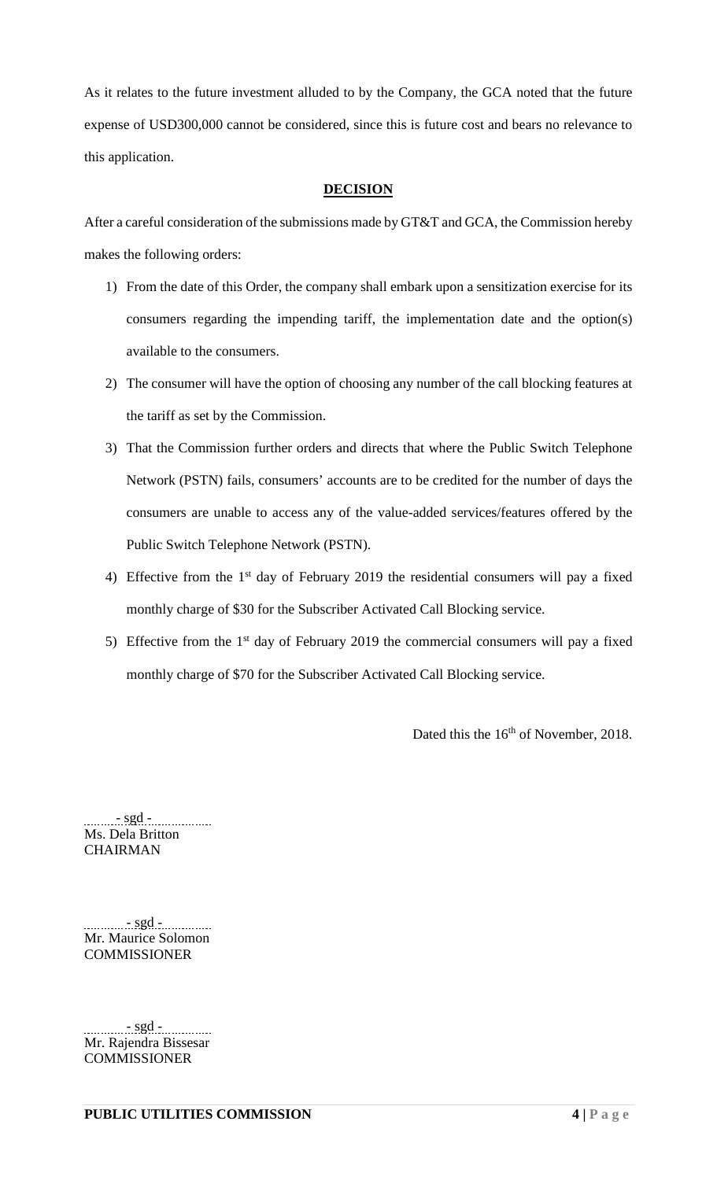As it relates to the future investment alluded to by the Company, the GCA noted that the future expense of USD300,000 cannot be considered, since this is future cost and bears no relevance to this application.

## DECISION

After a careful consideration of the submissions made by GT&T and GCA, the Commission hereby makes the following orders:

1) From the date of this Order, the company shall embark upon a sensitization exercise for its consumers regarding the impending tariff, the implementation date and the option(s) available to the consumers.
2) The consumer will have the option of choosing any number of the call blocking features at the tariff as set by the Commission.
3) That the Commission further orders and directs that where the Public Switch Telephone Network (PSTN) fails, consumers' accounts are to be credited for the number of days the consumers are unable to access any of the value-added services/features offered by the Public Switch Telephone Network (PSTN).
4) Effective from the 1st day of February 2019 the residential consumers will pay a fixed monthly charge of $30 for the Subscriber Activated Call Blocking service.
5) Effective from the 1st day of February 2019 the commercial consumers will pay a fixed monthly charge of $70 for the Subscriber Activated Call Blocking service.

Dated this the 16th of November, 2018.

- sgd -
Ms. Dela Britton
CHAIRMAN

- sgd -
Mr. Maurice Solomon
COMMISSIONER

- sgd -
Mr. Rajendra Bissesar
COMMISSIONER